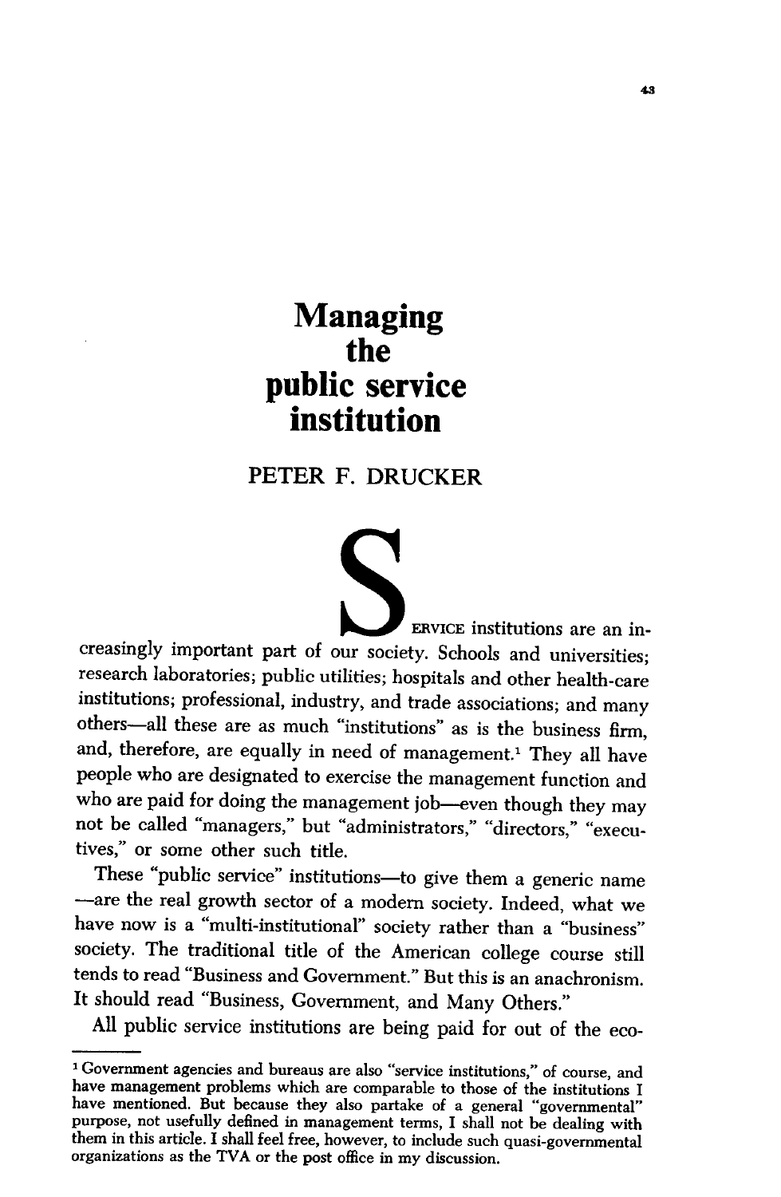# Managing the public service institution

PETER F. DRUCKER

SERVICE institutions are an increasingly important part of our society. Schools and universities; research laboratories; public utilities; hospitals and other health-care institutions; professional, industry, and trade associations; and many others—all these are as much "institutions" as is the business firm, and, therefore, are equally in need of management.[1] They all have people who are designated to exercise the management function and who are paid for doing the management job—even though they may not be called "managers," but "administrators," "directors," "executives," or some other such title.

These "public service" institutions—to give them a generic name —are the real growth sector of a modern society. Indeed, what we have now is a "multi-institutional" society rather than a "business" society. The traditional title of the American college course still tends to read "Business and Government." But this is an anachronism. It should read "Business, Government, and Many Others."

All public service institutions are being paid for out of the eco-

---

[1] Government agencies and bureaus are also "service institutions," of course, and have management problems which are comparable to those of the institutions I have mentioned. But because they also partake of a general "governmental" purpose, not usefully defined in management terms, I shall not be dealing with them in this article. I shall feel free, however, to include such quasi-governmental organizations as the TVA or the post office in my discussion.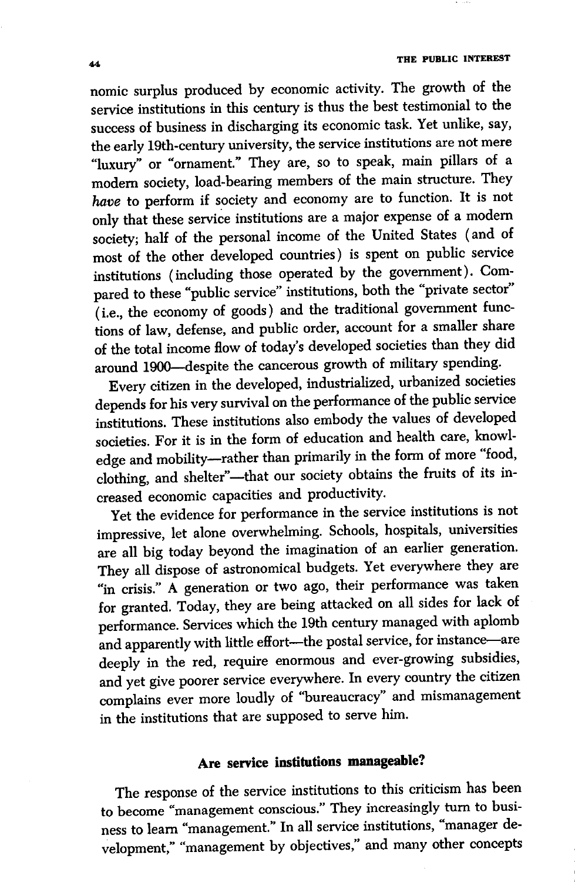nomic surplus produced by economic activity. The growth of the service institutions in this century is thus the best testimonial to the success of business in discharging its economic task. Yet unlike, say, the early 19th-century university, the service institutions are not mere "luxury" or "ornament." They are, so to speak, main pillars of a modern society, load-bearing members of the main structure. They *have* to perform if society and economy are to function. It is not only that these service institutions are a major expense of a modern society; half of the personal income of the United States (and of most of the other developed countries) is spent on public service institutions (including those operated by the government). Compared to these "public service" institutions, both the "private sector" (i.e., the economy of goods) and the traditional government functions of law, defense, and public order, account for a smaller share of the total income flow of today's developed societies than they did around 1900—despite the cancerous growth of military spending.

Every citizen in the developed, industrialized, urbanized societies depends for his very survival on the performance of the public service institutions. These institutions also embody the values of developed societies. For it is in the form of education and health care, knowledge and mobility—rather than primarily in the form of more "food, clothing, and shelter"—that our society obtains the fruits of its increased economic capacities and productivity.

Yet the evidence for performance in the service institutions is not impressive, let alone overwhelming. Schools, hospitals, universities are all big today beyond the imagination of an earlier generation. They all dispose of astronomical budgets. Yet everywhere they are "in crisis." A generation or two ago, their performance was taken for granted. Today, they are being attacked on all sides for lack of performance. Services which the 19th century managed with aplomb and apparently with little effort—the postal service, for instance—are deeply in the red, require enormous and ever-growing subsidies, and yet give poorer service everywhere. In every country the citizen complains ever more loudly of "bureaucracy" and mismanagement in the institutions that are supposed to serve him.

## Are service institutions manageable?

The response of the service institutions to this criticism has been to become "management conscious." They increasingly turn to business to learn "management." In all service institutions, "manager development," "management by objectives," and many other concepts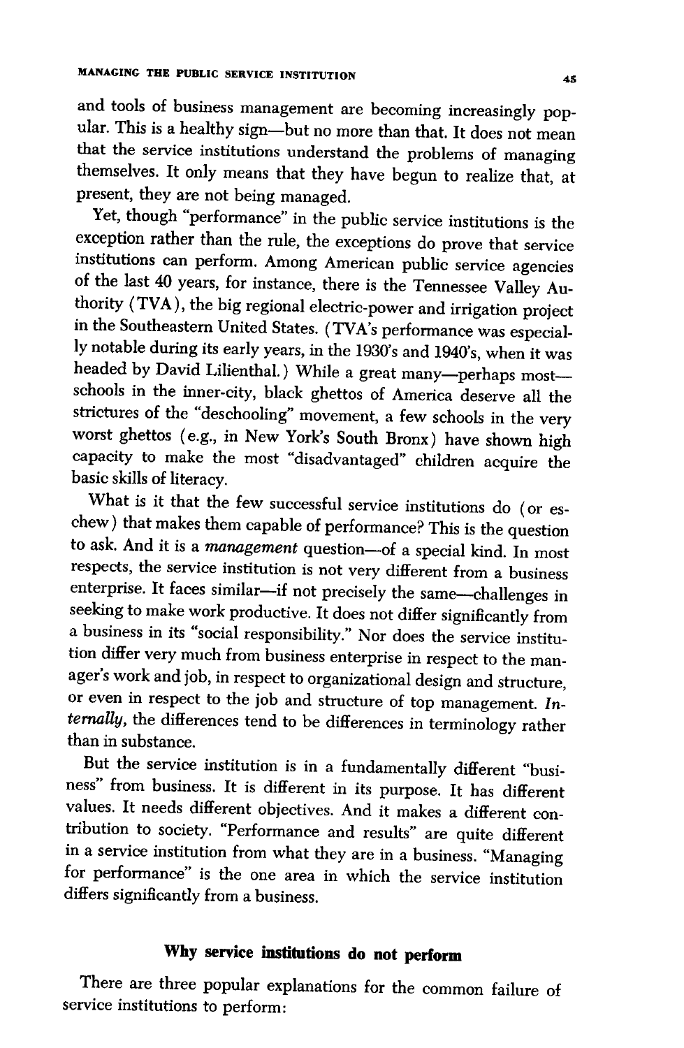and tools of business management are becoming increasingly popular. This is a healthy sign—but no more than that. It does not mean that the service institutions understand the problems of managing themselves. It only means that they have begun to realize that, at present, they are not being managed.

Yet, though "performance" in the public service institutions is the exception rather than the rule, the exceptions do prove that service institutions can perform. Among American public service agencies of the last 40 years, for instance, there is the Tennessee Valley Authority (TVA), the big regional electric-power and irrigation project in the Southeastern United States. (TVA's performance was especially notable during its early years, in the 1930's and 1940's, when it was headed by David Lilienthal.) While a great many—perhaps most—schools in the inner-city, black ghettos of America deserve all the strictures of the "deschooling" movement, a few schools in the very worst ghettos (e.g., in New York's South Bronx) have shown high capacity to make the most "disadvantaged" children acquire the basic skills of literacy.

What is it that the few successful service institutions do (or eschew) that makes them capable of performance? This is the question to ask. And it is a *management* question—of a special kind. In most respects, the service institution is not very different from a business enterprise. It faces similar—if not precisely the same—challenges in seeking to make work productive. It does not differ significantly from a business in its "social responsibility." Nor does the service institution differ very much from business enterprise in respect to the manager's work and job, in respect to organizational design and structure, or even in respect to the job and structure of top management. *Internally*, the differences tend to be differences in terminology rather than in substance.

But the service institution is in a fundamentally different "business" from business. It is different in its purpose. It has different values. It needs different objectives. And it makes a different contribution to society. "Performance and results" are quite different in a service institution from what they are in a business. "Managing for performance" is the one area in which the service institution differs significantly from a business.

## Why service institutions do not perform

There are three popular explanations for the common failure of service institutions to perform: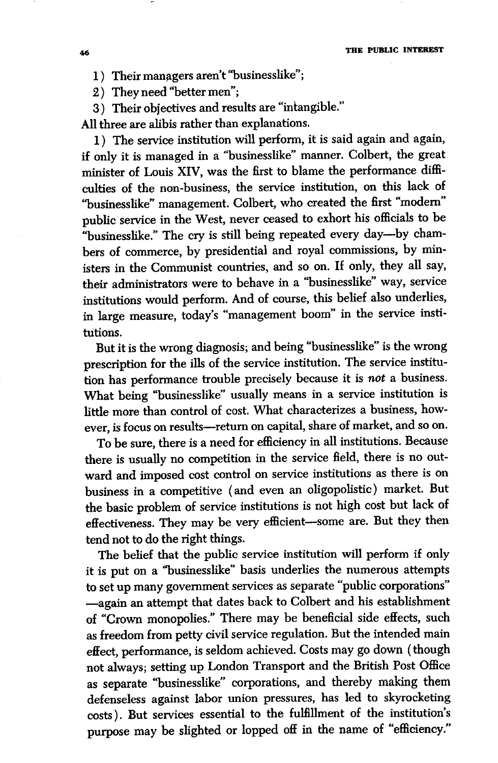1) Their managers aren't "businesslike";

2) They need "better men";

3) Their objectives and results are "intangible."

All three are alibis rather than explanations.

1) The service institution will perform, it is said again and again, if only it is managed in a "businesslike" manner. Colbert, the great minister of Louis XIV, was the first to blame the performance difficulties of the non-business, the service institution, on this lack of "businesslike" management. Colbert, who created the first "modern" public service in the West, never ceased to exhort his officials to be "businesslike." The cry is still being repeated every day—by chambers of commerce, by presidential and royal commissions, by ministers in the Communist countries, and so on. If only, they all say, their administrators were to behave in a "businesslike" way, service institutions would perform. And of course, this belief also underlies, in large measure, today's "management boom" in the service institutions.

But it is the wrong diagnosis; and being "businesslike" is the wrong prescription for the ills of the service institution. The service institution has performance trouble precisely because it is *not* a business. What being "businesslike" usually means in a service institution is little more than control of cost. What characterizes a business, however, is focus on results—return on capital, share of market, and so on.

To be sure, there is a need for efficiency in all institutions. Because there is usually no competition in the service field, there is no outward and imposed cost control on service institutions as there is on business in a competitive (and even an oligopolistic) market. But the basic problem of service institutions is not high cost but lack of effectiveness. They may be very efficient—some are. But they then tend not to do the right things.

The belief that the public service institution will perform if only it is put on a "businesslike" basis underlies the numerous attempts to set up many government services as separate "public corporations" —again an attempt that dates back to Colbert and his establishment of "Crown monopolies." There may be beneficial side effects, such as freedom from petty civil service regulation. But the intended main effect, performance, is seldom achieved. Costs may go down (though not always; setting up London Transport and the British Post Office as separate "businesslike" corporations, and thereby making them defenseless against labor union pressures, has led to skyrocketing costs). But services essential to the fulfillment of the institution's purpose may be slighted or lopped off in the name of "efficiency."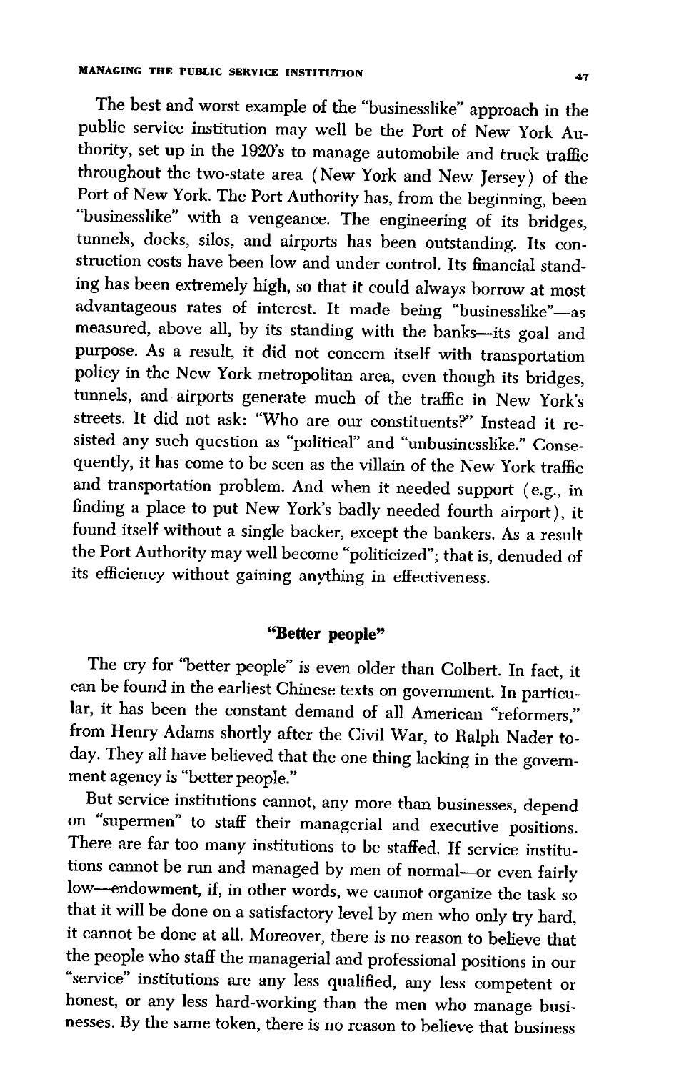The best and worst example of the "businesslike" approach in the public service institution may well be the Port of New York Authority, set up in the 1920's to manage automobile and truck traffic throughout the two-state area (New York and New Jersey) of the Port of New York. The Port Authority has, from the beginning, been "businesslike" with a vengeance. The engineering of its bridges, tunnels, docks, silos, and airports has been outstanding. Its construction costs have been low and under control. Its financial standing has been extremely high, so that it could always borrow at most advantageous rates of interest. It made being "businesslike"—as measured, above all, by its standing with the banks—its goal and purpose. As a result, it did not concern itself with transportation policy in the New York metropolitan area, even though its bridges, tunnels, and airports generate much of the traffic in New York's streets. It did not ask: "Who are our constituents?" Instead it resisted any such question as "political" and "unbusinesslike." Consequently, it has come to be seen as the villain of the New York traffic and transportation problem. And when it needed support (e.g., in finding a place to put New York's badly needed fourth airport), it found itself without a single backer, except the bankers. As a result the Port Authority may well become "politicized"; that is, denuded of its efficiency without gaining anything in effectiveness.

## "Better people"

The cry for "better people" is even older than Colbert. In fact, it can be found in the earliest Chinese texts on government. In particular, it has been the constant demand of all American "reformers," from Henry Adams shortly after the Civil War, to Ralph Nader today. They all have believed that the one thing lacking in the government agency is "better people."

But service institutions cannot, any more than businesses, depend on "supermen" to staff their managerial and executive positions. There are far too many institutions to be staffed. If service institutions cannot be run and managed by men of normal—or even fairly low—endowment, if, in other words, we cannot organize the task so that it will be done on a satisfactory level by men who only try hard, it cannot be done at all. Moreover, there is no reason to believe that the people who staff the managerial and professional positions in our "service" institutions are any less qualified, any less competent or honest, or any less hard-working than the men who manage businesses. By the same token, there is no reason to believe that business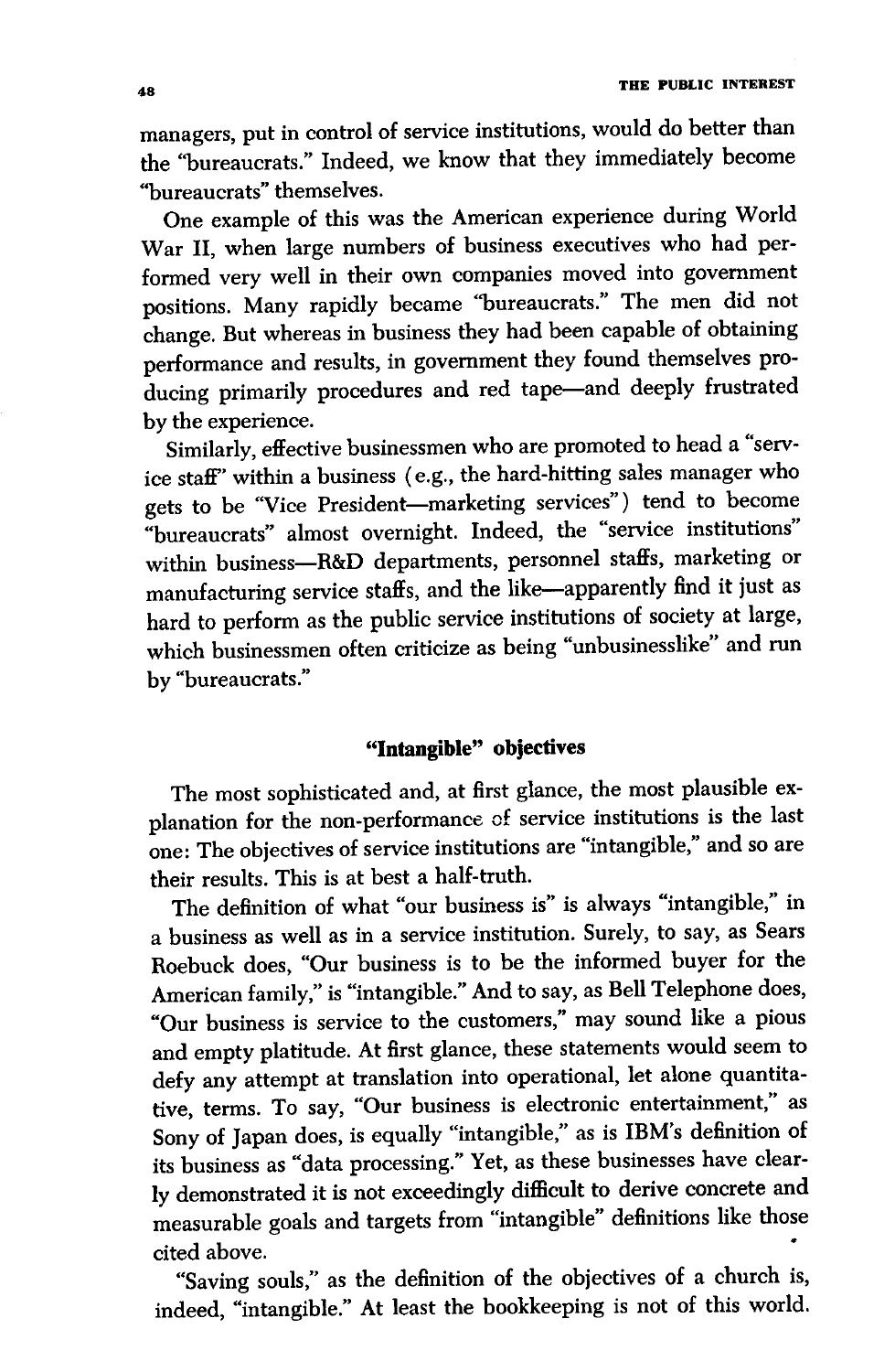managers, put in control of service institutions, would do better than the "bureaucrats." Indeed, we know that they immediately become "bureaucrats" themselves.

One example of this was the American experience during World War II, when large numbers of business executives who had performed very well in their own companies moved into government positions. Many rapidly became "bureaucrats." The men did not change. But whereas in business they had been capable of obtaining performance and results, in government they found themselves producing primarily procedures and red tape—and deeply frustrated by the experience.

Similarly, effective businessmen who are promoted to head a "service staff" within a business (e.g., the hard-hitting sales manager who gets to be "Vice President—marketing services") tend to become "bureaucrats" almost overnight. Indeed, the "service institutions" within business—R&D departments, personnel staffs, marketing or manufacturing service staffs, and the like—apparently find it just as hard to perform as the public service institutions of society at large, which businessmen often criticize as being "unbusinesslike" and run by "bureaucrats."

### "Intangible" objectives

The most sophisticated and, at first glance, the most plausible explanation for the non-performance of service institutions is the last one: The objectives of service institutions are "intangible," and so are their results. This is at best a half-truth.

The definition of what "our business is" is always "intangible," in a business as well as in a service institution. Surely, to say, as Sears Roebuck does, "Our business is to be the informed buyer for the American family," is "intangible." And to say, as Bell Telephone does, "Our business is service to the customers," may sound like a pious and empty platitude. At first glance, these statements would seem to defy any attempt at translation into operational, let alone quantitative, terms. To say, "Our business is electronic entertainment," as Sony of Japan does, is equally "intangible," as is IBM's definition of its business as "data processing." Yet, as these businesses have clearly demonstrated it is not exceedingly difficult to derive concrete and measurable goals and targets from "intangible" definitions like those cited above.

"Saving souls," as the definition of the objectives of a church is, indeed, "intangible." At least the bookkeeping is not of this world.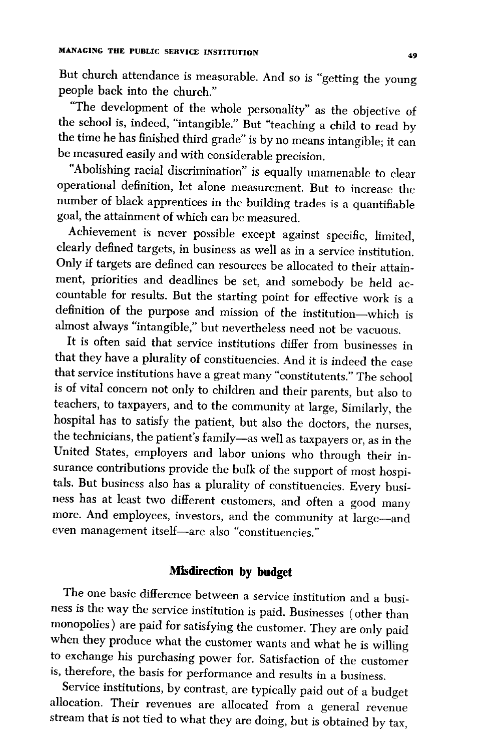But church attendance is measurable. And so is "getting the young people back into the church."

"The development of the whole personality" as the objective of the school is, indeed, "intangible." But "teaching a child to read by the time he has finished third grade" is by no means intangible; it can be measured easily and with considerable precision.

"Abolishing racial discrimination" is equally unamenable to clear operational definition, let alone measurement. But to increase the number of black apprentices in the building trades is a quantifiable goal, the attainment of which can be measured.

Achievement is never possible except against specific, limited, clearly defined targets, in business as well as in a service institution. Only if targets are defined can resources be allocated to their attainment, priorities and deadlines be set, and somebody be held accountable for results. But the starting point for effective work is a definition of the purpose and mission of the institution—which is almost always "intangible," but nevertheless need not be vacuous.

It is often said that service institutions differ from businesses in that they have a plurality of constituencies. And it is indeed the case that service institutions have a great many "constitutents." The school is of vital concern not only to children and their parents, but also to teachers, to taxpayers, and to the community at large, Similarly, the hospital has to satisfy the patient, but also the doctors, the nurses, the technicians, the patient's family—as well as taxpayers or, as in the United States, employers and labor unions who through their insurance contributions provide the bulk of the support of most hospitals. But business also has a plurality of constituencies. Every business has at least two different customers, and often a good many more. And employees, investors, and the community at large—and even management itself—are also "constituencies."

## Misdirection by budget

The one basic difference between a service institution and a business is the way the service institution is paid. Businesses (other than monopolies) are paid for satisfying the customer. They are only paid when they produce what the customer wants and what he is willing to exchange his purchasing power for. Satisfaction of the customer is, therefore, the basis for performance and results in a business.

Service institutions, by contrast, are typically paid out of a budget allocation. Their revenues are allocated from a general revenue stream that is not tied to what they are doing, but is obtained by tax,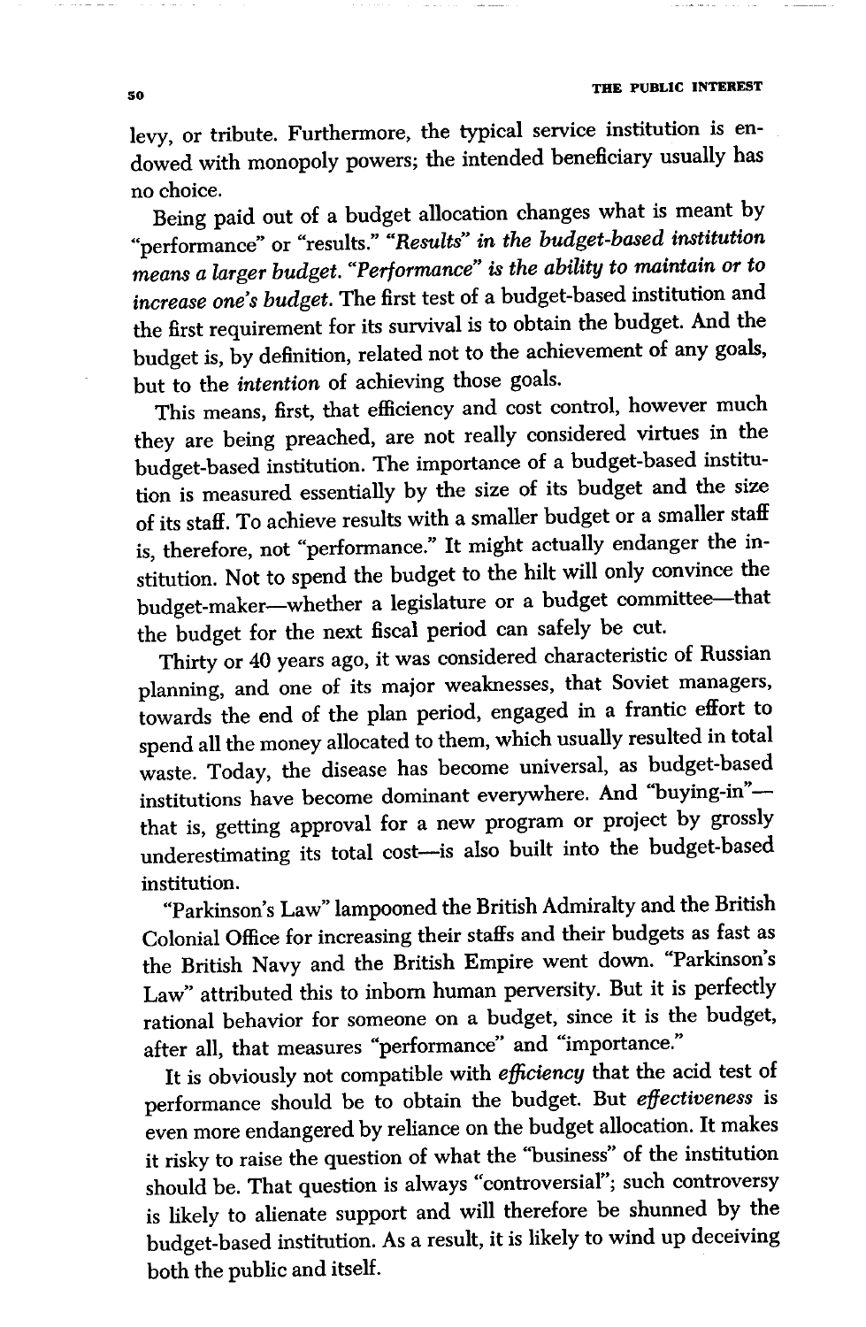levy, or tribute. Furthermore, the typical service institution is endowed with monopoly powers; the intended beneficiary usually has no choice.

Being paid out of a budget allocation changes what is meant by "performance" or "results." *"Results" in the budget-based institution means a larger budget. "Performance" is the ability to maintain or to increase one's budget.* The first test of a budget-based institution and the first requirement for its survival is to obtain the budget. And the budget is, by definition, related not to the achievement of any goals, but to the *intention* of achieving those goals.

This means, first, that efficiency and cost control, however much they are being preached, are not really considered virtues in the budget-based institution. The importance of a budget-based institution is measured essentially by the size of its budget and the size of its staff. To achieve results with a smaller budget or a smaller staff is, therefore, not "performance." It might actually endanger the institution. Not to spend the budget to the hilt will only convince the budget-maker—whether a legislature or a budget committee—that the budget for the next fiscal period can safely be cut.

Thirty or 40 years ago, it was considered characteristic of Russian planning, and one of its major weaknesses, that Soviet managers, towards the end of the plan period, engaged in a frantic effort to spend all the money allocated to them, which usually resulted in total waste. Today, the disease has become universal, as budget-based institutions have become dominant everywhere. And "buying-in"—that is, getting approval for a new program or project by grossly underestimating its total cost—is also built into the budget-based institution.

"Parkinson's Law" lampooned the British Admiralty and the British Colonial Office for increasing their staffs and their budgets as fast as the British Navy and the British Empire went down. "Parkinson's Law" attributed this to inborn human perversity. But it is perfectly rational behavior for someone on a budget, since it is the budget, after all, that measures "performance" and "importance."

It is obviously not compatible with *efficiency* that the acid test of performance should be to obtain the budget. But *effectiveness* is even more endangered by reliance on the budget allocation. It makes it risky to raise the question of what the "business" of the institution should be. That question is always "controversial"; such controversy is likely to alienate support and will therefore be shunned by the budget-based institution. As a result, it is likely to wind up deceiving both the public and itself.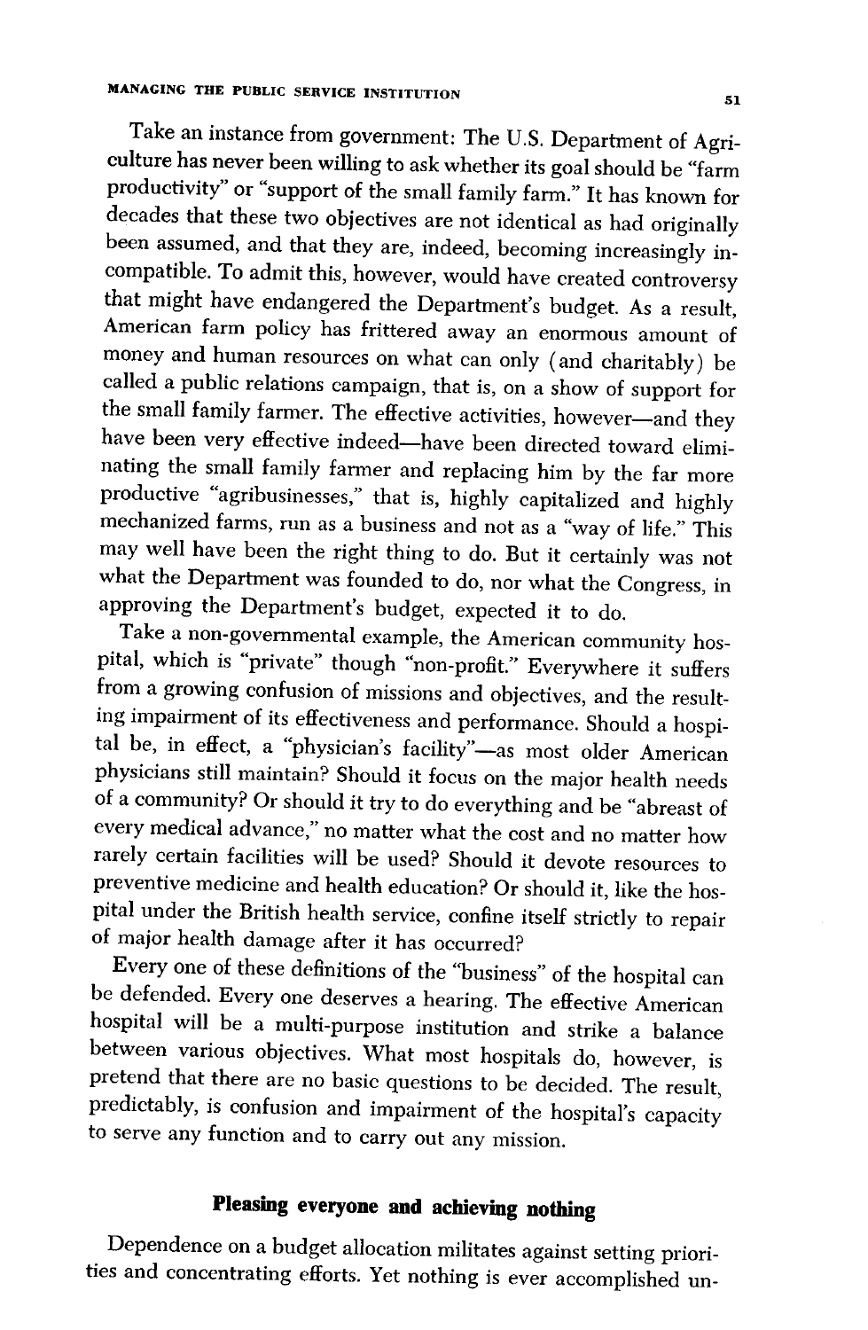Take an instance from government: The U.S. Department of Agriculture has never been willing to ask whether its goal should be "farm productivity" or "support of the small family farm." It has known for decades that these two objectives are not identical as had originally been assumed, and that they are, indeed, becoming increasingly incompatible. To admit this, however, would have created controversy that might have endangered the Department's budget. As a result, American farm policy has frittered away an enormous amount of money and human resources on what can only (and charitably) be called a public relations campaign, that is, on a show of support for the small family farmer. The effective activities, however—and they have been very effective indeed—have been directed toward eliminating the small family farmer and replacing him by the far more productive "agribusinesses," that is, highly capitalized and highly mechanized farms, run as a business and not as a "way of life." This may well have been the right thing to do. But it certainly was not what the Department was founded to do, nor what the Congress, in approving the Department's budget, expected it to do.

Take a non-governmental example, the American community hospital, which is "private" though "non-profit." Everywhere it suffers from a growing confusion of missions and objectives, and the resulting impairment of its effectiveness and performance. Should a hospital be, in effect, a "physician's facility"—as most older American physicians still maintain? Should it focus on the major health needs of a community? Or should it try to do everything and be "abreast of every medical advance," no matter what the cost and no matter how rarely certain facilities will be used? Should it devote resources to preventive medicine and health education? Or should it, like the hospital under the British health service, confine itself strictly to repair of major health damage after it has occurred?

Every one of these definitions of the "business" of the hospital can be defended. Every one deserves a hearing. The effective American hospital will be a multi-purpose institution and strike a balance between various objectives. What most hospitals do, however, is pretend that there are no basic questions to be decided. The result, predictably, is confusion and impairment of the hospital's capacity to serve any function and to carry out any mission.

## Pleasing everyone and achieving nothing

Dependence on a budget allocation militates against setting priorities and concentrating efforts. Yet nothing is ever accomplished un-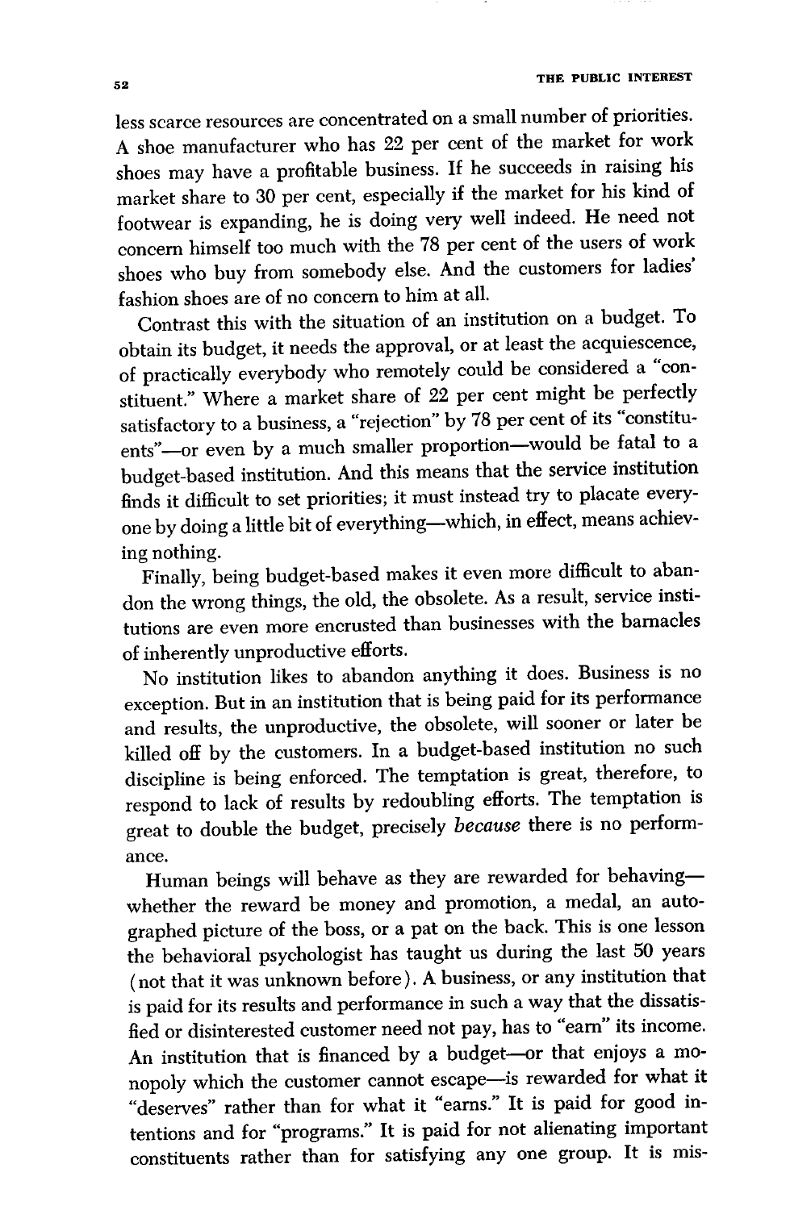less scarce resources are concentrated on a small number of priorities. A shoe manufacturer who has 22 per cent of the market for work shoes may have a profitable business. If he succeeds in raising his market share to 30 per cent, especially if the market for his kind of footwear is expanding, he is doing very well indeed. He need not concern himself too much with the 78 per cent of the users of work shoes who buy from somebody else. And the customers for ladies' fashion shoes are of no concern to him at all.

Contrast this with the situation of an institution on a budget. To obtain its budget, it needs the approval, or at least the acquiescence, of practically everybody who remotely could be considered a "constituent." Where a market share of 22 per cent might be perfectly satisfactory to a business, a "rejection" by 78 per cent of its "constituents"—or even by a much smaller proportion—would be fatal to a budget-based institution. And this means that the service institution finds it difficult to set priorities; it must instead try to placate everyone by doing a little bit of everything—which, in effect, means achieving nothing.

Finally, being budget-based makes it even more difficult to abandon the wrong things, the old, the obsolete. As a result, service institutions are even more encrusted than businesses with the barnacles of inherently unproductive efforts.

No institution likes to abandon anything it does. Business is no exception. But in an institution that is being paid for its performance and results, the unproductive, the obsolete, will sooner or later be killed off by the customers. In a budget-based institution no such discipline is being enforced. The temptation is great, therefore, to respond to lack of results by redoubling efforts. The temptation is great to double the budget, precisely *because* there is no performance.

Human beings will behave as they are rewarded for behaving—whether the reward be money and promotion, a medal, an autographed picture of the boss, or a pat on the back. This is one lesson the behavioral psychologist has taught us during the last 50 years (not that it was unknown before). A business, or any institution that is paid for its results and performance in such a way that the dissatisfied or disinterested customer need not pay, has to "earn" its income. An institution that is financed by a budget—or that enjoys a monopoly which the customer cannot escape—is rewarded for what it "deserves" rather than for what it "earns." It is paid for good intentions and for "programs." It is paid for not alienating important constituents rather than for satisfying any one group. It is mis-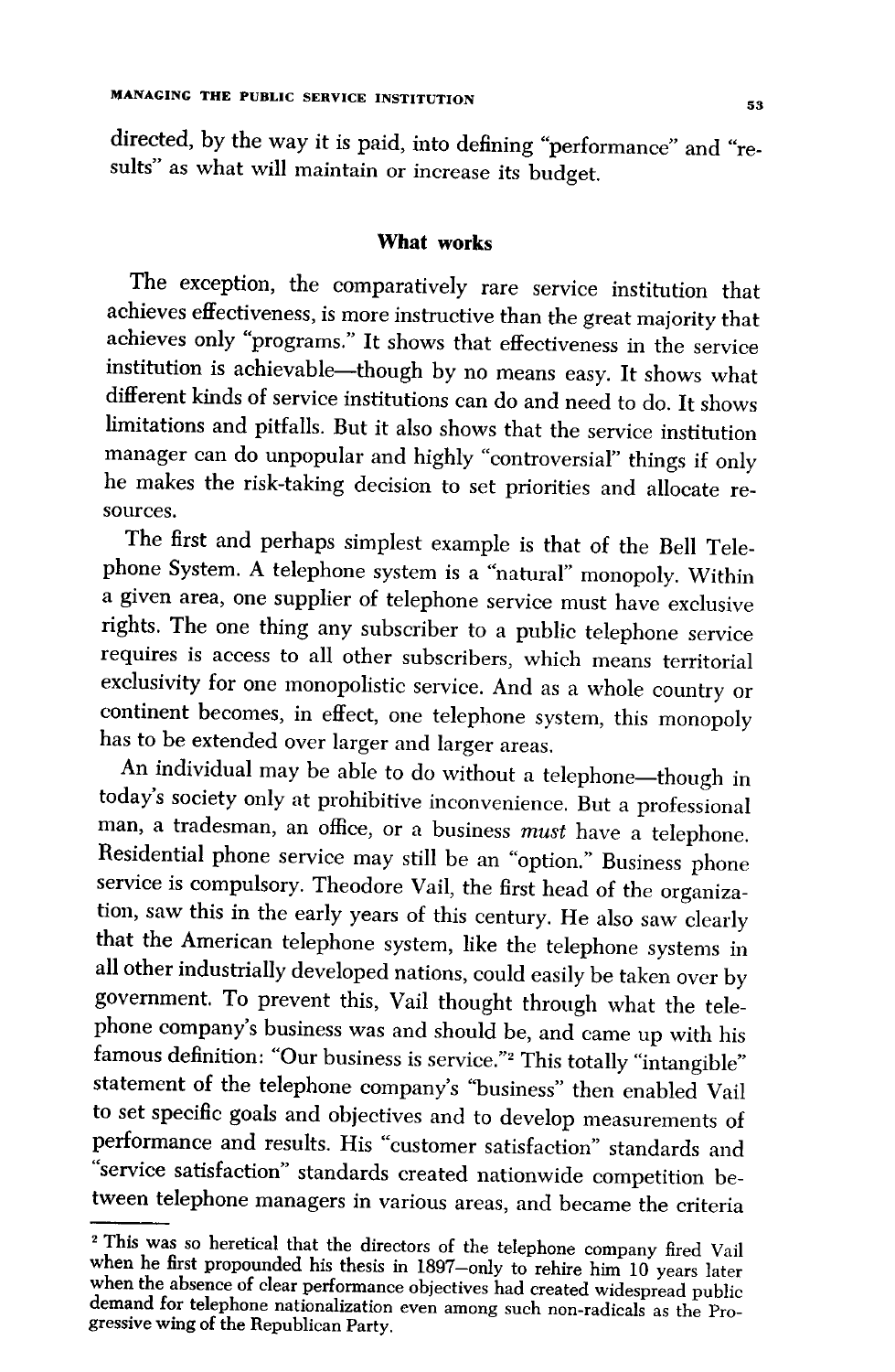directed, by the way it is paid, into defining "performance" and "results" as what will maintain or increase its budget.

## What works

The exception, the comparatively rare service institution that achieves effectiveness, is more instructive than the great majority that achieves only "programs." It shows that effectiveness in the service institution is achievable—though by no means easy. It shows what different kinds of service institutions can do and need to do. It shows limitations and pitfalls. But it also shows that the service institution manager can do unpopular and highly "controversial" things if only he makes the risk-taking decision to set priorities and allocate resources.

The first and perhaps simplest example is that of the Bell Telephone System. A telephone system is a "natural" monopoly. Within a given area, one supplier of telephone service must have exclusive rights. The one thing any subscriber to a public telephone service requires is access to all other subscribers, which means territorial exclusivity for one monopolistic service. And as a whole country or continent becomes, in effect, one telephone system, this monopoly has to be extended over larger and larger areas.

An individual may be able to do without a telephone—though in today's society only at prohibitive inconvenience. But a professional man, a tradesman, an office, or a business *must* have a telephone. Residential phone service may still be an "option." Business phone service is compulsory. Theodore Vail, the first head of the organization, saw this in the early years of this century. He also saw clearly that the American telephone system, like the telephone systems in all other industrially developed nations, could easily be taken over by government. To prevent this, Vail thought through what the telephone company's business was and should be, and came up with his famous definition: "Our business is service."[2] This totally "intangible" statement of the telephone company's "business" then enabled Vail to set specific goals and objectives and to develop measurements of performance and results. His "customer satisfaction" standards and "service satisfaction" standards created nationwide competition between telephone managers in various areas, and became the criteria

---

[2] This was so heretical that the directors of the telephone company fired Vail when he first propounded his thesis in 1897—only to rehire him 10 years later when the absence of clear performance objectives had created widespread public demand for telephone nationalization even among such non-radicals as the Progressive wing of the Republican Party.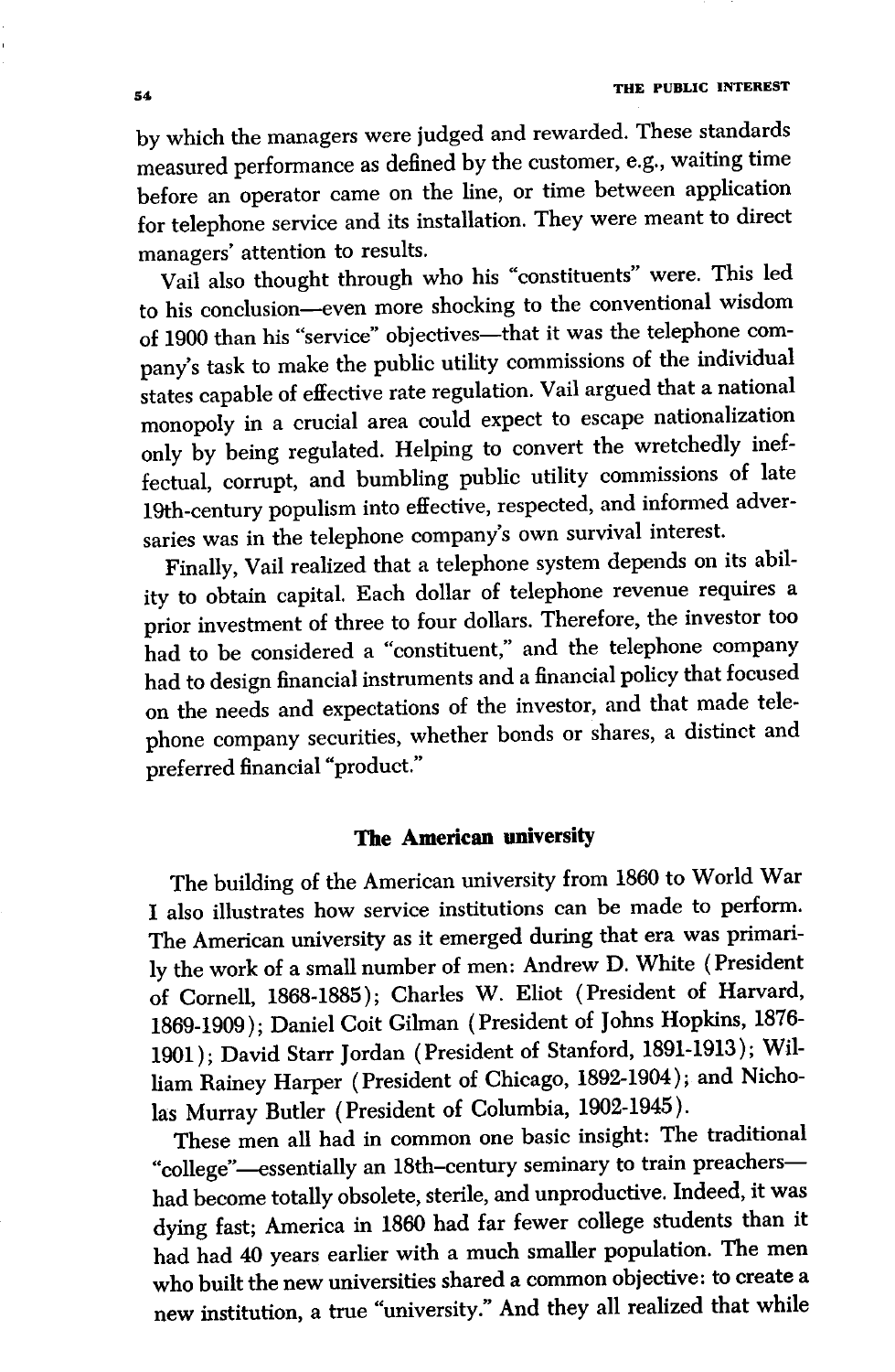by which the managers were judged and rewarded. These standards measured performance as defined by the customer, e.g., waiting time before an operator came on the line, or time between application for telephone service and its installation. They were meant to direct managers' attention to results.

Vail also thought through who his "constituents" were. This led to his conclusion—even more shocking to the conventional wisdom of 1900 than his "service" objectives—that it was the telephone company's task to make the public utility commissions of the individual states capable of effective rate regulation. Vail argued that a national monopoly in a crucial area could expect to escape nationalization only by being regulated. Helping to convert the wretchedly ineffectual, corrupt, and bumbling public utility commissions of late 19th-century populism into effective, respected, and informed adversaries was in the telephone company's own survival interest.

Finally, Vail realized that a telephone system depends on its ability to obtain capital. Each dollar of telephone revenue requires a prior investment of three to four dollars. Therefore, the investor too had to be considered a "constituent," and the telephone company had to design financial instruments and a financial policy that focused on the needs and expectations of the investor, and that made telephone company securities, whether bonds or shares, a distinct and preferred financial "product."

## The American university

The building of the American university from 1860 to World War I also illustrates how service institutions can be made to perform. The American university as it emerged during that era was primarily the work of a small number of men: Andrew D. White (President of Cornell, 1868-1885); Charles W. Eliot (President of Harvard, 1869-1909); Daniel Coit Gilman (President of Johns Hopkins, 1876-1901); David Starr Jordan (President of Stanford, 1891-1913); William Rainey Harper (President of Chicago, 1892-1904); and Nicholas Murray Butler (President of Columbia, 1902-1945).

These men all had in common one basic insight: The traditional "college"—essentially an 18th-century seminary to train preachers—had become totally obsolete, sterile, and unproductive. Indeed, it was dying fast; America in 1860 had far fewer college students than it had had 40 years earlier with a much smaller population. The men who built the new universities shared a common objective: to create a new institution, a true "university." And they all realized that while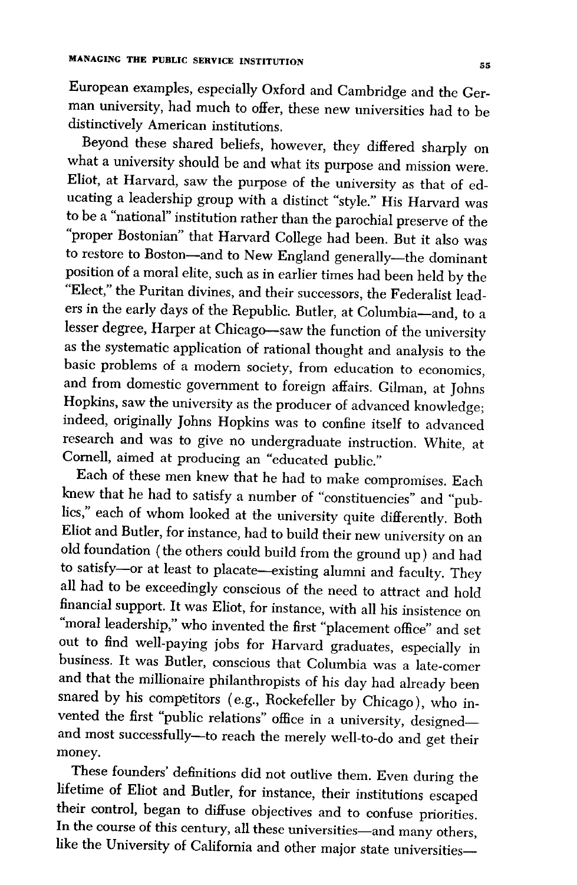European examples, especially Oxford and Cambridge and the German university, had much to offer, these new universities had to be distinctively American institutions.

Beyond these shared beliefs, however, they differed sharply on what a university should be and what its purpose and mission were. Eliot, at Harvard, saw the purpose of the university as that of educating a leadership group with a distinct "style." His Harvard was to be a "national" institution rather than the parochial preserve of the "proper Bostonian" that Harvard College had been. But it also was to restore to Boston—and to New England generally—the dominant position of a moral elite, such as in earlier times had been held by the "Elect," the Puritan divines, and their successors, the Federalist leaders in the early days of the Republic. Butler, at Columbia—and, to a lesser degree, Harper at Chicago—saw the function of the university as the systematic application of rational thought and analysis to the basic problems of a modern society, from education to economics, and from domestic government to foreign affairs. Gilman, at Johns Hopkins, saw the university as the producer of advanced knowledge; indeed, originally Johns Hopkins was to confine itself to advanced research and was to give no undergraduate instruction. White, at Cornell, aimed at producing an "educated public."

Each of these men knew that he had to make compromises. Each knew that he had to satisfy a number of "constituencies" and "publics," each of whom looked at the university quite differently. Both Eliot and Butler, for instance, had to build their new university on an old foundation (the others could build from the ground up) and had to satisfy—or at least to placate—existing alumni and faculty. They all had to be exceedingly conscious of the need to attract and hold financial support. It was Eliot, for instance, with all his insistence on "moral leadership," who invented the first "placement office" and set out to find well-paying jobs for Harvard graduates, especially in business. It was Butler, conscious that Columbia was a late-comer and that the millionaire philanthropists of his day had already been snared by his competitors (e.g., Rockefeller by Chicago), who invented the first "public relations" office in a university, designed—and most successfully—to reach the merely well-to-do and get their money.

These founders' definitions did not outlive them. Even during the lifetime of Eliot and Butler, for instance, their institutions escaped their control, began to diffuse objectives and to confuse priorities. In the course of this century, all these universities—and many others, like the University of California and other major state universities—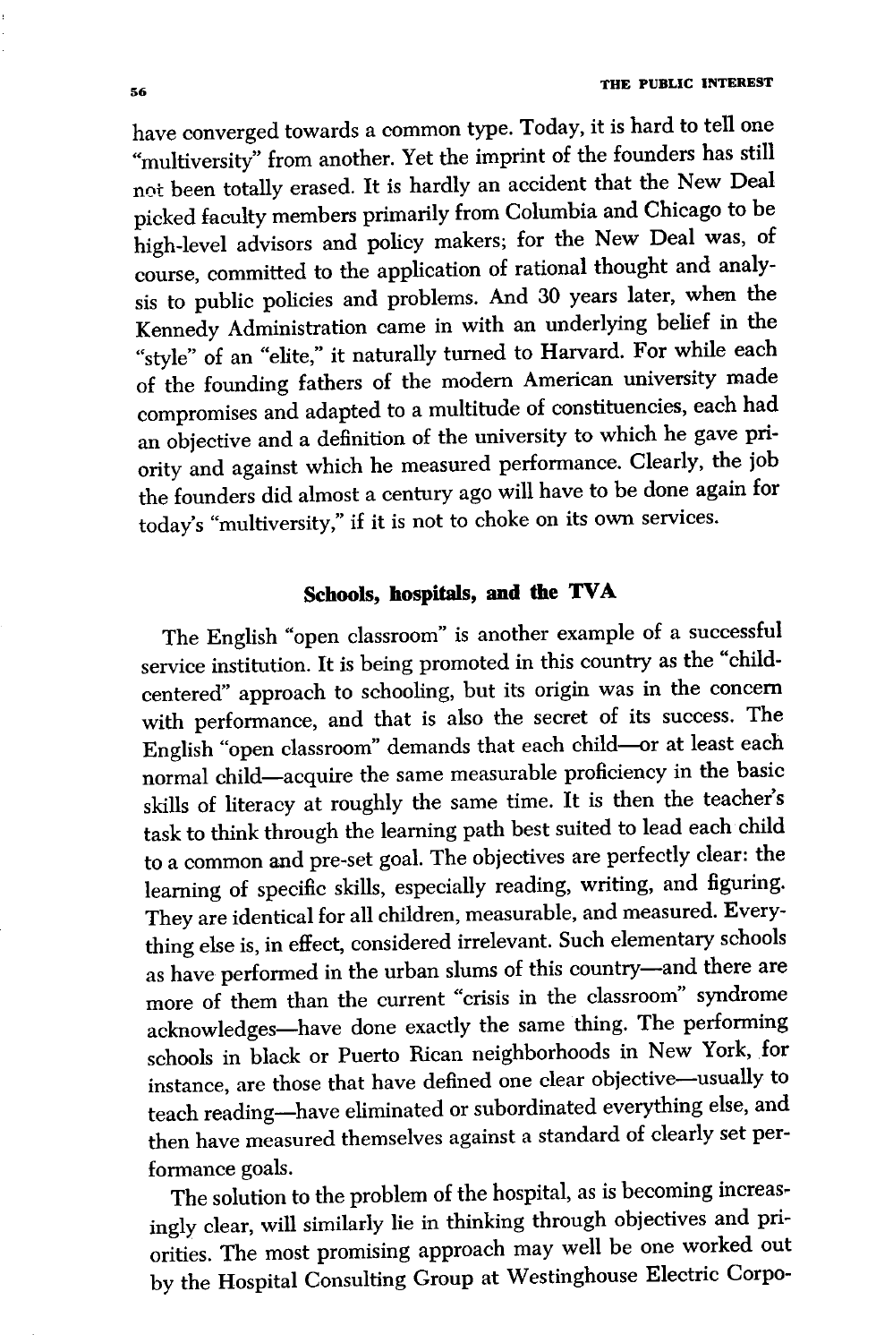have converged towards a common type. Today, it is hard to tell one "multiversity" from another. Yet the imprint of the founders has still not been totally erased. It is hardly an accident that the New Deal picked faculty members primarily from Columbia and Chicago to be high-level advisors and policy makers; for the New Deal was, of course, committed to the application of rational thought and analysis to public policies and problems. And 30 years later, when the Kennedy Administration came in with an underlying belief in the "style" of an "elite," it naturally turned to Harvard. For while each of the founding fathers of the modern American university made compromises and adapted to a multitude of constituencies, each had an objective and a definition of the university to which he gave priority and against which he measured performance. Clearly, the job the founders did almost a century ago will have to be done again for today's "multiversity," if it is not to choke on its own services.

## Schools, hospitals, and the TVA

The English "open classroom" is another example of a successful service institution. It is being promoted in this country as the "child-centered" approach to schooling, but its origin was in the concern with performance, and that is also the secret of its success. The English "open classroom" demands that each child—or at least each normal child—acquire the same measurable proficiency in the basic skills of literacy at roughly the same time. It is then the teacher's task to think through the learning path best suited to lead each child to a common and pre-set goal. The objectives are perfectly clear: the learning of specific skills, especially reading, writing, and figuring. They are identical for all children, measurable, and measured. Everything else is, in effect, considered irrelevant. Such elementary schools as have performed in the urban slums of this country—and there are more of them than the current "crisis in the classroom" syndrome acknowledges—have done exactly the same thing. The performing schools in black or Puerto Rican neighborhoods in New York, for instance, are those that have defined one clear objective—usually to teach reading—have eliminated or subordinated everything else, and then have measured themselves against a standard of clearly set performance goals.

The solution to the problem of the hospital, as is becoming increasingly clear, will similarly lie in thinking through objectives and priorities. The most promising approach may well be one worked out by the Hospital Consulting Group at Westinghouse Electric Corpo-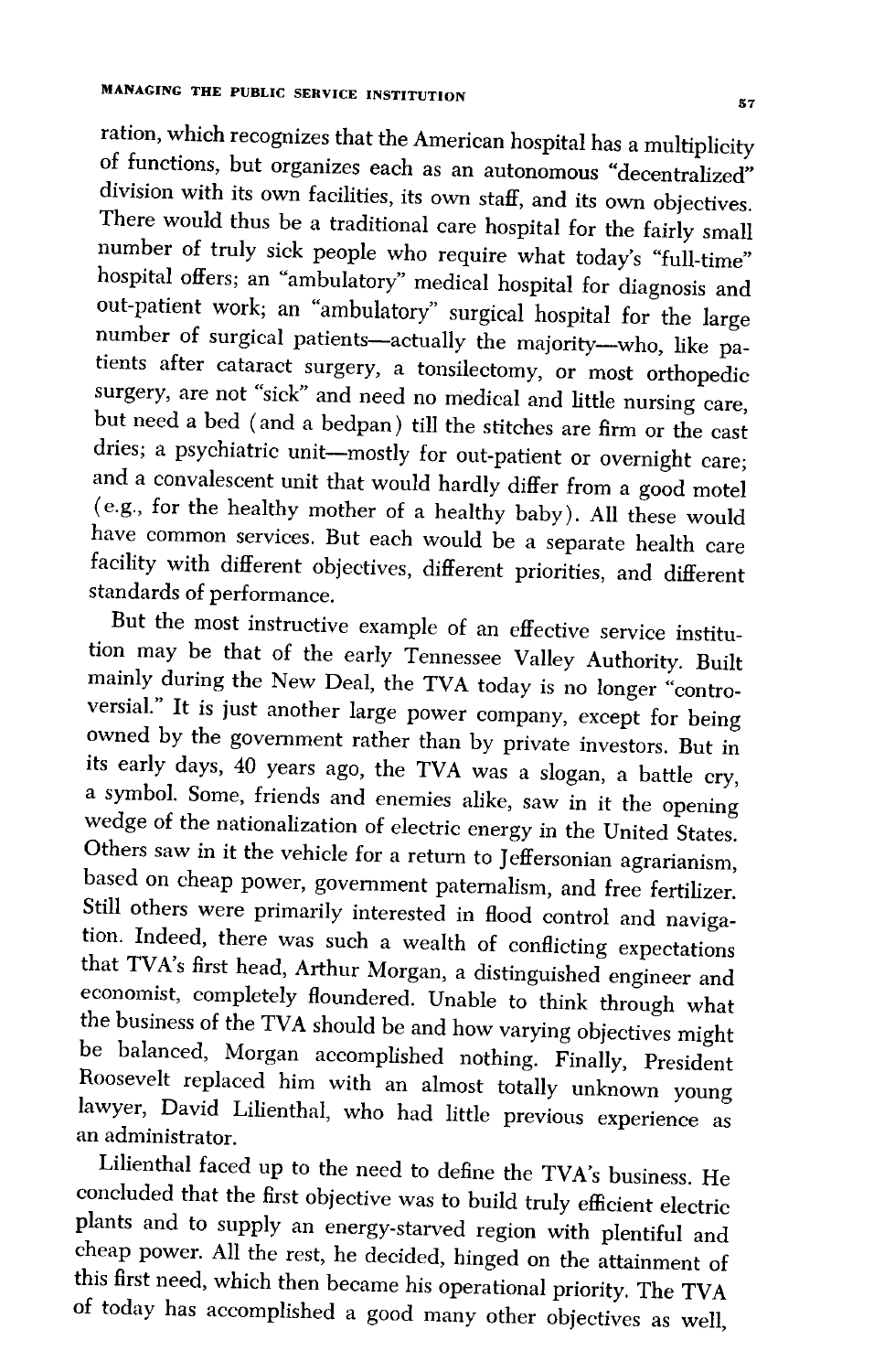ration, which recognizes that the American hospital has a multiplicity of functions, but organizes each as an autonomous "decentralized" division with its own facilities, its own staff, and its own objectives. There would thus be a traditional care hospital for the fairly small number of truly sick people who require what today's "full-time" hospital offers; an "ambulatory" medical hospital for diagnosis and out-patient work; an "ambulatory" surgical hospital for the large number of surgical patients—actually the majority—who, like patients after cataract surgery, a tonsilectomy, or most orthopedic surgery, are not "sick" and need no medical and little nursing care, but need a bed (and a bedpan) till the stitches are firm or the cast dries; a psychiatric unit—mostly for out-patient or overnight care; and a convalescent unit that would hardly differ from a good motel (e.g., for the healthy mother of a healthy baby). All these would have common services. But each would be a separate health care facility with different objectives, different priorities, and different standards of performance.

But the most instructive example of an effective service institution may be that of the early Tennessee Valley Authority. Built mainly during the New Deal, the TVA today is no longer "controversial." It is just another large power company, except for being owned by the government rather than by private investors. But in its early days, 40 years ago, the TVA was a slogan, a battle cry, a symbol. Some, friends and enemies alike, saw in it the opening wedge of the nationalization of electric energy in the United States. Others saw in it the vehicle for a return to Jeffersonian agrarianism, based on cheap power, government paternalism, and free fertilizer. Still others were primarily interested in flood control and navigation. Indeed, there was such a wealth of conflicting expectations that TVA's first head, Arthur Morgan, a distinguished engineer and economist, completely floundered. Unable to think through what the business of the TVA should be and how varying objectives might be balanced, Morgan accomplished nothing. Finally, President Roosevelt replaced him with an almost totally unknown young lawyer, David Lilienthal, who had little previous experience as an administrator.

Lilienthal faced up to the need to define the TVA's business. He concluded that the first objective was to build truly efficient electric plants and to supply an energy-starved region with plentiful and cheap power. All the rest, he decided, hinged on the attainment of this first need, which then became his operational priority. The TVA of today has accomplished a good many other objectives as well,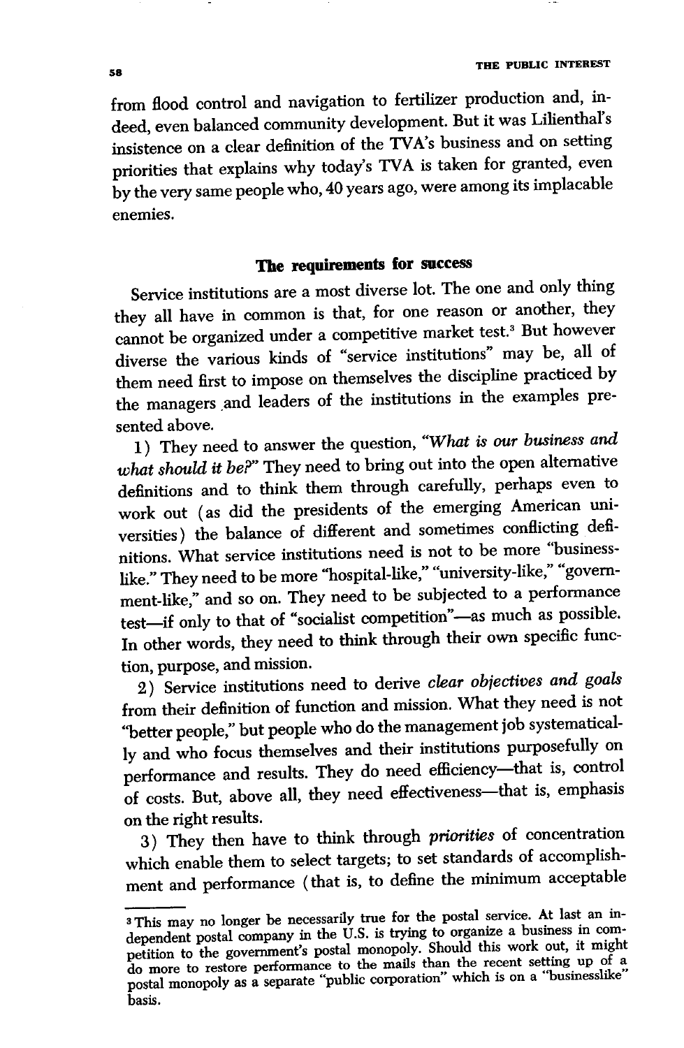from flood control and navigation to fertilizer production and, indeed, even balanced community development. But it was Lilienthal's insistence on a clear definition of the TVA's business and on setting priorities that explains why today's TVA is taken for granted, even by the very same people who, 40 years ago, were among its implacable enemies.

### The requirements for success

Service institutions are a most diverse lot. The one and only thing they all have in common is that, for one reason or another, they cannot be organized under a competitive market test.[3] But however diverse the various kinds of "service institutions" may be, all of them need first to impose on themselves the discipline practiced by the managers and leaders of the institutions in the examples presented above.

1) They need to answer the question, *"What is our business and what should it be?"* They need to bring out into the open alternative definitions and to think them through carefully, perhaps even to work out (as did the presidents of the emerging American universities) the balance of different and sometimes conflicting definitions. What service institutions need is not to be more "business-like." They need to be more "hospital-like," "university-like," "government-like," and so on. They need to be subjected to a performance test—if only to that of "socialist competition"—as much as possible. In other words, they need to think through their own specific function, purpose, and mission.

2) Service institutions need to derive *clear objectives and goals* from their definition of function and mission. What they need is not "better people," but people who do the management job systematically and who focus themselves and their institutions purposefully on performance and results. They do need efficiency—that is, control of costs. But, above all, they need effectiveness—that is, emphasis on the right results.

3) They then have to think through *priorities* of concentration which enable them to select targets; to set standards of accomplishment and performance (that is, to define the minimum acceptable

---

[3] This may no longer be necessarily true for the postal service. At last an independent postal company in the U.S. is trying to organize a business in competition to the government's postal monopoly. Should this work out, it might do more to restore performance to the mails than the recent setting up of a postal monopoly as a separate "public corporation" which is on a "businesslike" basis.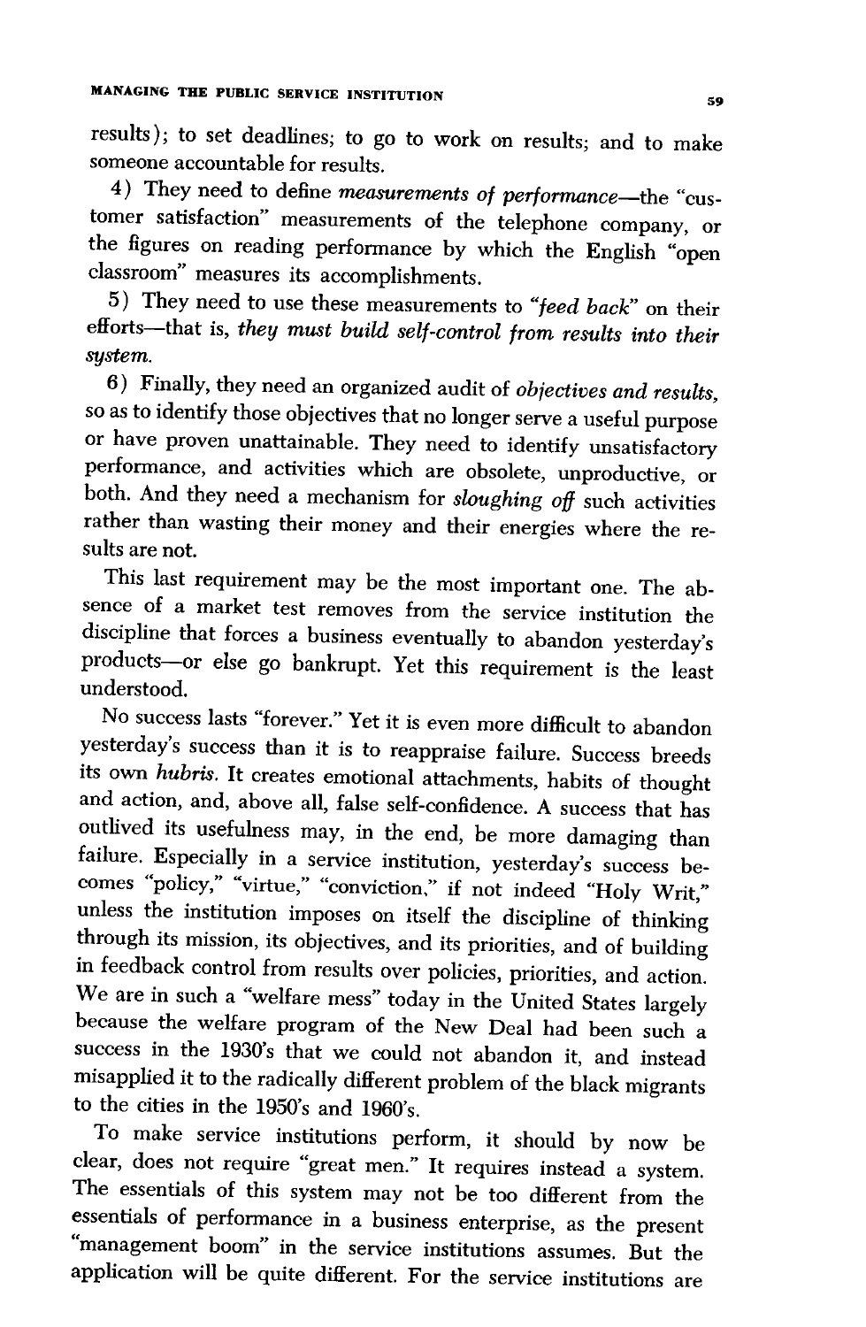results); to set deadlines; to go to work on results; and to make someone accountable for results.

4) They need to define *measurements of performance*—the "customer satisfaction" measurements of the telephone company, or the figures on reading performance by which the English "open classroom" measures its accomplishments.

5) They need to use these measurements to *"feed back"* on their efforts—that is, *they must build self-control from results into their system.*

6) Finally, they need an organized audit of *objectives and results*, so as to identify those objectives that no longer serve a useful purpose or have proven unattainable. They need to identify unsatisfactory performance, and activities which are obsolete, unproductive, or both. And they need a mechanism for *sloughing off* such activities rather than wasting their money and their energies where the results are not.

This last requirement may be the most important one. The absence of a market test removes from the service institution the discipline that forces a business eventually to abandon yesterday's products—or else go bankrupt. Yet this requirement is the least understood.

No success lasts "forever." Yet it is even more difficult to abandon yesterday's success than it is to reappraise failure. Success breeds its own *hubris*. It creates emotional attachments, habits of thought and action, and, above all, false self-confidence. A success that has outlived its usefulness may, in the end, be more damaging than failure. Especially in a service institution, yesterday's success becomes "policy," "virtue," "conviction," if not indeed "Holy Writ," unless the institution imposes on itself the discipline of thinking through its mission, its objectives, and its priorities, and of building in feedback control from results over policies, priorities, and action. We are in such a "welfare mess" today in the United States largely because the welfare program of the New Deal had been such a success in the 1930's that we could not abandon it, and instead misapplied it to the radically different problem of the black migrants to the cities in the 1950's and 1960's.

To make service institutions perform, it should by now be clear, does not require "great men." It requires instead a system. The essentials of this system may not be too different from the essentials of performance in a business enterprise, as the present "management boom" in the service institutions assumes. But the application will be quite different. For the service institutions are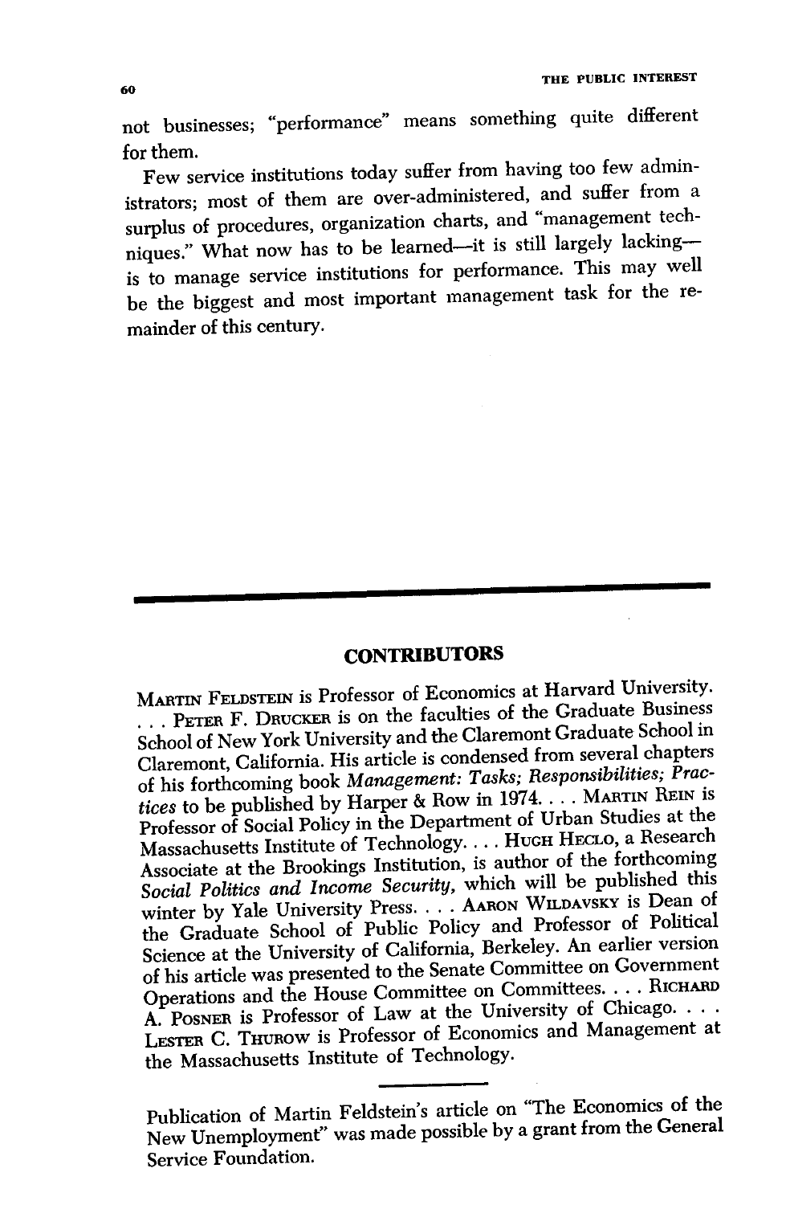not businesses; "performance" means something quite different for them.

Few service institutions today suffer from having too few administrators; most of them are over-administered, and suffer from a surplus of procedures, organization charts, and "management techniques." What now has to be learned—it is still largely lacking—is to manage service institutions for performance. This may well be the biggest and most important management task for the remainder of this century.

---

## CONTRIBUTORS

MARTIN FELDSTEIN is Professor of Economics at Harvard University. . . . PETER F. DRUCKER is on the faculties of the Graduate Business School of New York University and the Claremont Graduate School in Claremont, California. His article is condensed from several chapters of his forthcoming book *Management: Tasks; Responsibilities; Practices* to be published by Harper & Row in 1974. . . . MARTIN REIN is Professor of Social Policy in the Department of Urban Studies at the Massachusetts Institute of Technology. . . . HUGH HECLO, a Research Associate at the Brookings Institution, is author of the forthcoming *Social Politics and Income Security,* which will be published this winter by Yale University Press. . . . AARON WILDAVSKY is Dean of the Graduate School of Public Policy and Professor of Political Science at the University of California, Berkeley. An earlier version of his article was presented to the Senate Committee on Government Operations and the House Committee on Committees. . . . RICHARD A. POSNER is Professor of Law at the University of Chicago. . . . LESTER C. THUROW is Professor of Economics and Management at the Massachusetts Institute of Technology.

---

Publication of Martin Feldstein's article on "The Economics of the New Unemployment" was made possible by a grant from the General Service Foundation.